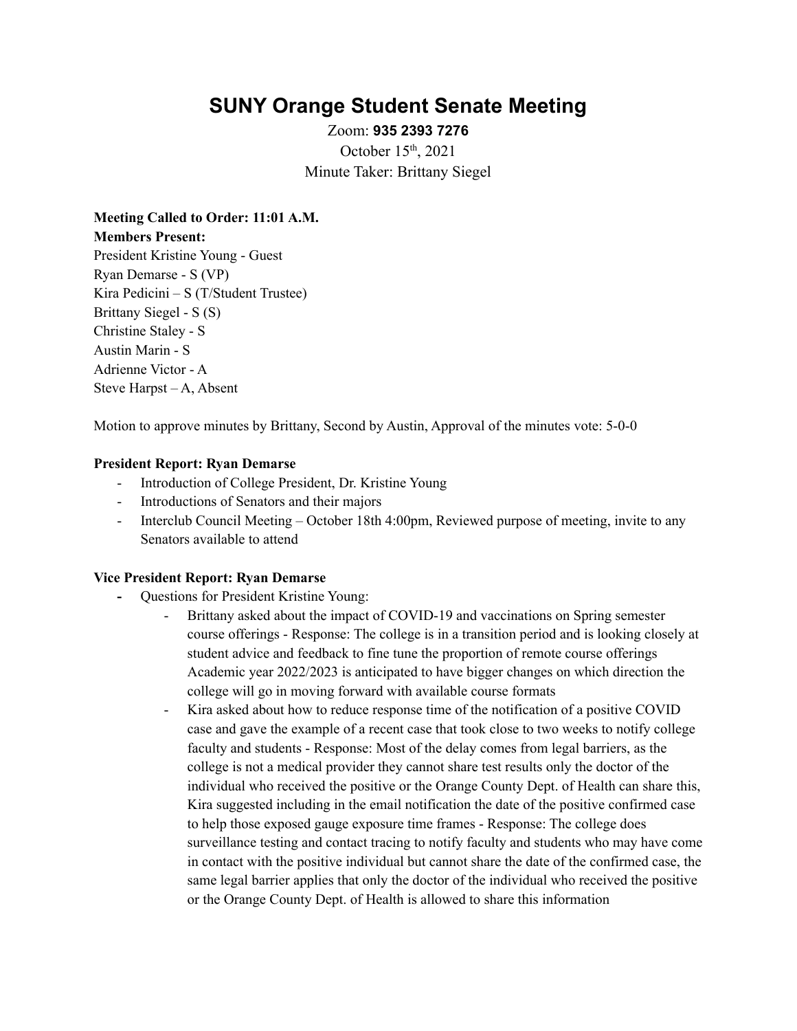# SUNY Orange Student Senate Meeting

Zoom: **935 2393 7276**

October 15th, 2021

Minute Taker: Brittany Siegel

**Meeting Called to Order: 11:01 A.M.**

**Members Present:**

President Kristine Young - Guest
Ryan Demarse - S (VP)
Kira Pedicini – S (T/Student Trustee)
Brittany Siegel - S (S)
Christine Staley - S
Austin Marin - S
Adrienne Victor - A
Steve Harpst – A, Absent

Motion to approve minutes by Brittany, Second by Austin, Approval of the minutes vote: 5-0-0

**President Report: Ryan Demarse**

- Introduction of College President, Dr. Kristine Young
- Introductions of Senators and their majors
- Interclub Council Meeting – October 18th 4:00pm, Reviewed purpose of meeting, invite to any Senators available to attend

**Vice President Report: Ryan Demarse**

- Questions for President Kristine Young:
  - Brittany asked about the impact of COVID-19 and vaccinations on Spring semester course offerings - Response: The college is in a transition period and is looking closely at student advice and feedback to fine tune the proportion of remote course offerings Academic year 2022/2023 is anticipated to have bigger changes on which direction the college will go in moving forward with available course formats
  - Kira asked about how to reduce response time of the notification of a positive COVID case and gave the example of a recent case that took close to two weeks to notify college faculty and students - Response: Most of the delay comes from legal barriers, as the college is not a medical provider they cannot share test results only the doctor of the individual who received the positive or the Orange County Dept. of Health can share this, Kira suggested including in the email notification the date of the positive confirmed case to help those exposed gauge exposure time frames - Response: The college does surveillance testing and contact tracing to notify faculty and students who may have come in contact with the positive individual but cannot share the date of the confirmed case, the same legal barrier applies that only the doctor of the individual who received the positive or the Orange County Dept. of Health is allowed to share this information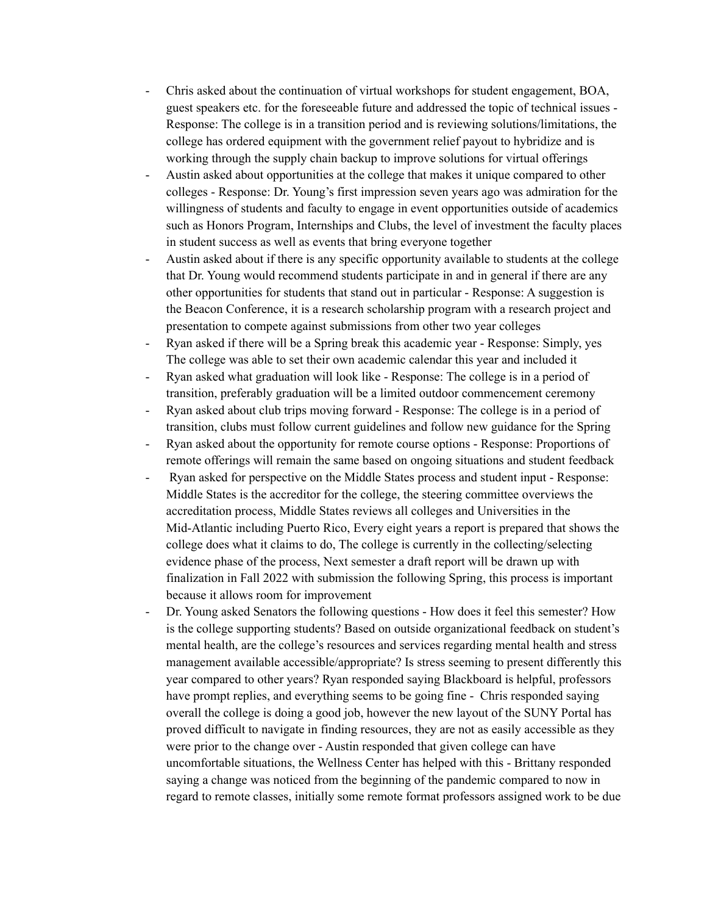- Chris asked about the continuation of virtual workshops for student engagement, BOA, guest speakers etc. for the foreseeable future and addressed the topic of technical issues - Response: The college is in a transition period and is reviewing solutions/limitations, the college has ordered equipment with the government relief payout to hybridize and is working through the supply chain backup to improve solutions for virtual offerings
- Austin asked about opportunities at the college that makes it unique compared to other colleges - Response: Dr. Young's first impression seven years ago was admiration for the willingness of students and faculty to engage in event opportunities outside of academics such as Honors Program, Internships and Clubs, the level of investment the faculty places in student success as well as events that bring everyone together
- Austin asked about if there is any specific opportunity available to students at the college that Dr. Young would recommend students participate in and in general if there are any other opportunities for students that stand out in particular - Response: A suggestion is the Beacon Conference, it is a research scholarship program with a research project and presentation to compete against submissions from other two year colleges
- Ryan asked if there will be a Spring break this academic year - Response: Simply, yes The college was able to set their own academic calendar this year and included it
- Ryan asked what graduation will look like - Response: The college is in a period of transition, preferably graduation will be a limited outdoor commencement ceremony
- Ryan asked about club trips moving forward - Response: The college is in a period of transition, clubs must follow current guidelines and follow new guidance for the Spring
- Ryan asked about the opportunity for remote course options - Response: Proportions of remote offerings will remain the same based on ongoing situations and student feedback
- Ryan asked for perspective on the Middle States process and student input - Response: Middle States is the accreditor for the college, the steering committee overviews the accreditation process, Middle States reviews all colleges and Universities in the Mid-Atlantic including Puerto Rico, Every eight years a report is prepared that shows the college does what it claims to do, The college is currently in the collecting/selecting evidence phase of the process, Next semester a draft report will be drawn up with finalization in Fall 2022 with submission the following Spring, this process is important because it allows room for improvement
- Dr. Young asked Senators the following questions - How does it feel this semester? How is the college supporting students? Based on outside organizational feedback on student's mental health, are the college's resources and services regarding mental health and stress management available accessible/appropriate? Is stress seeming to present differently this year compared to other years? Ryan responded saying Blackboard is helpful, professors have prompt replies, and everything seems to be going fine - Chris responded saying overall the college is doing a good job, however the new layout of the SUNY Portal has proved difficult to navigate in finding resources, they are not as easily accessible as they were prior to the change over - Austin responded that given college can have uncomfortable situations, the Wellness Center has helped with this - Brittany responded saying a change was noticed from the beginning of the pandemic compared to now in regard to remote classes, initially some remote format professors assigned work to be due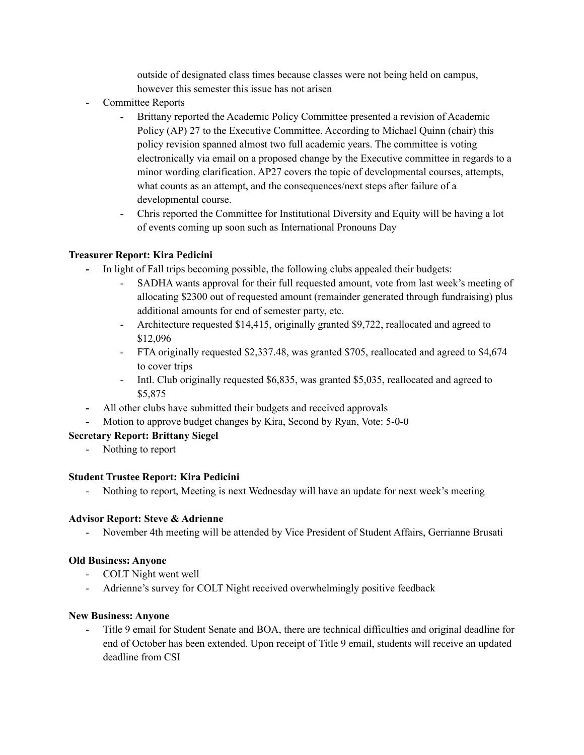outside of designated class times because classes were not being held on campus, however this semester this issue has not arisen

- Committee Reports
    - Brittany reported the Academic Policy Committee presented a revision of Academic Policy (AP) 27 to the Executive Committee. According to Michael Quinn (chair) this policy revision spanned almost two full academic years. The committee is voting electronically via email on a proposed change by the Executive committee in regards to a minor wording clarification. AP27 covers the topic of developmental courses, attempts, what counts as an attempt, and the consequences/next steps after failure of a developmental course.
    - Chris reported the Committee for Institutional Diversity and Equity will be having a lot of events coming up soon such as International Pronouns Day

**Treasurer Report: Kira Pedicini**

- In light of Fall trips becoming possible, the following clubs appealed their budgets:
    - SADHA wants approval for their full requested amount, vote from last week's meeting of allocating $2300 out of requested amount (remainder generated through fundraising) plus additional amounts for end of semester party, etc.
    - Architecture requested $14,415, originally granted $9,722, reallocated and agreed to $12,096
    - FTA originally requested $2,337.48, was granted $705, reallocated and agreed to $4,674 to cover trips
    - Intl. Club originally requested $6,835, was granted $5,035, reallocated and agreed to $5,875
- All other clubs have submitted their budgets and received approvals
- Motion to approve budget changes by Kira, Second by Ryan, Vote: 5-0-0

**Secretary Report: Brittany Siegel**

- Nothing to report

**Student Trustee Report: Kira Pedicini**

- Nothing to report, Meeting is next Wednesday will have an update for next week's meeting

**Advisor Report: Steve & Adrienne**

- November 4th meeting will be attended by Vice President of Student Affairs, Gerrianne Brusati

**Old Business: Anyone**

- COLT Night went well
- Adrienne's survey for COLT Night received overwhelmingly positive feedback

**New Business: Anyone**

- Title 9 email for Student Senate and BOA, there are technical difficulties and original deadline for end of October has been extended. Upon receipt of Title 9 email, students will receive an updated deadline from CSI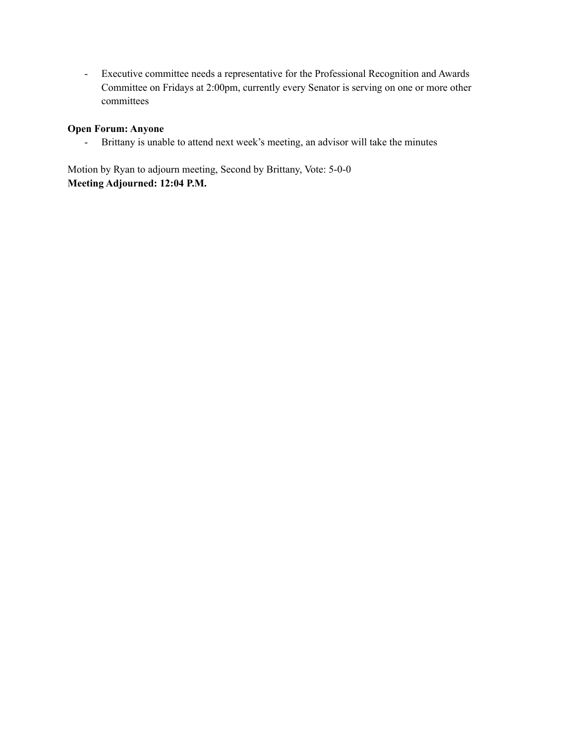- Executive committee needs a representative for the Professional Recognition and Awards Committee on Fridays at 2:00pm, currently every Senator is serving on one or more other committees

**Open Forum: Anyone**

- Brittany is unable to attend next week's meeting, an advisor will take the minutes

Motion by Ryan to adjourn meeting, Second by Brittany, Vote: 5-0-0

**Meeting Adjourned: 12:04 P.M.**